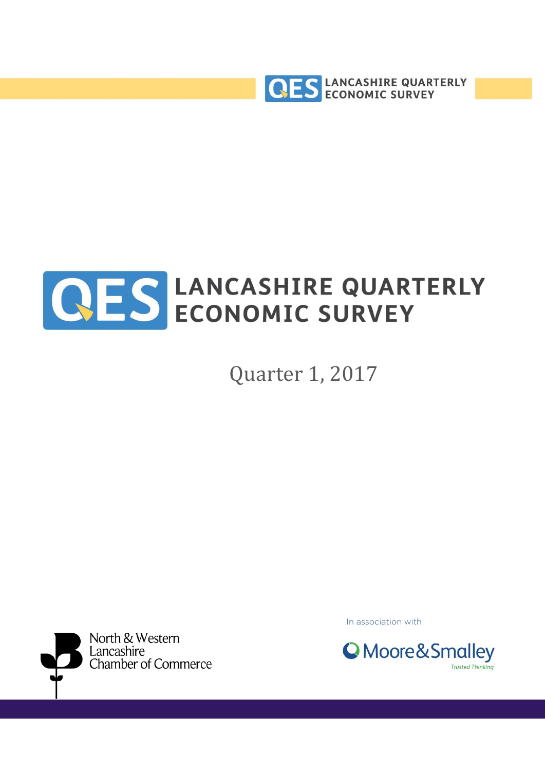# LANCASHIRE QUARTERLY ECONOMIC SURVEY

Quarter 1, 2017

North & Western Lancashire Chamber of Commerce

In association with

Moore & Smalley

Trusted Thinking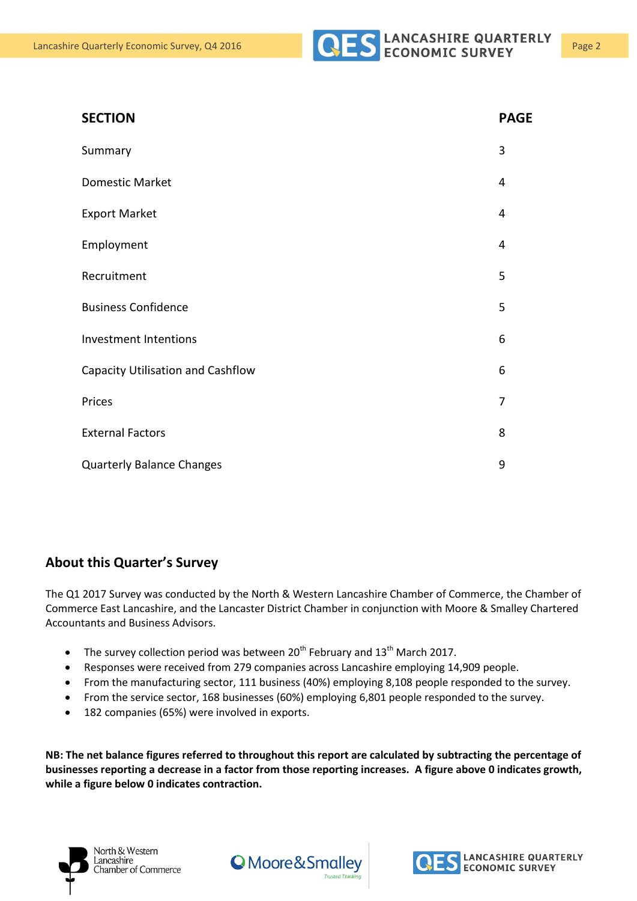| SECTION | PAGE |
|---|---|
| Summary | 3 |
| Domestic Market | 4 |
| Export Market | 4 |
| Employment | 4 |
| Recruitment | 5 |
| Business Confidence | 5 |
| Investment Intentions | 6 |
| Capacity Utilisation and Cashflow | 6 |
| Prices | 7 |
| External Factors | 8 |
| Quarterly Balance Changes | 9 |

## About this Quarter's Survey

The Q1 2017 Survey was conducted by the North & Western Lancashire Chamber of Commerce, the Chamber of Commerce East Lancashire, and the Lancaster District Chamber in conjunction with Moore & Smalley Chartered Accountants and Business Advisors.

- The survey collection period was between 20th February and 13th March 2017.
- Responses were received from 279 companies across Lancashire employing 14,909 people.
- From the manufacturing sector, 111 business (40%) employing 8,108 people responded to the survey.
- From the service sector, 168 businesses (60%) employing 6,801 people responded to the survey.
- 182 companies (65%) were involved in exports.

**NB: The net balance figures referred to throughout this report are calculated by subtracting the percentage of businesses reporting a decrease in a factor from those reporting increases. A figure above 0 indicates growth, while a figure below 0 indicates contraction.**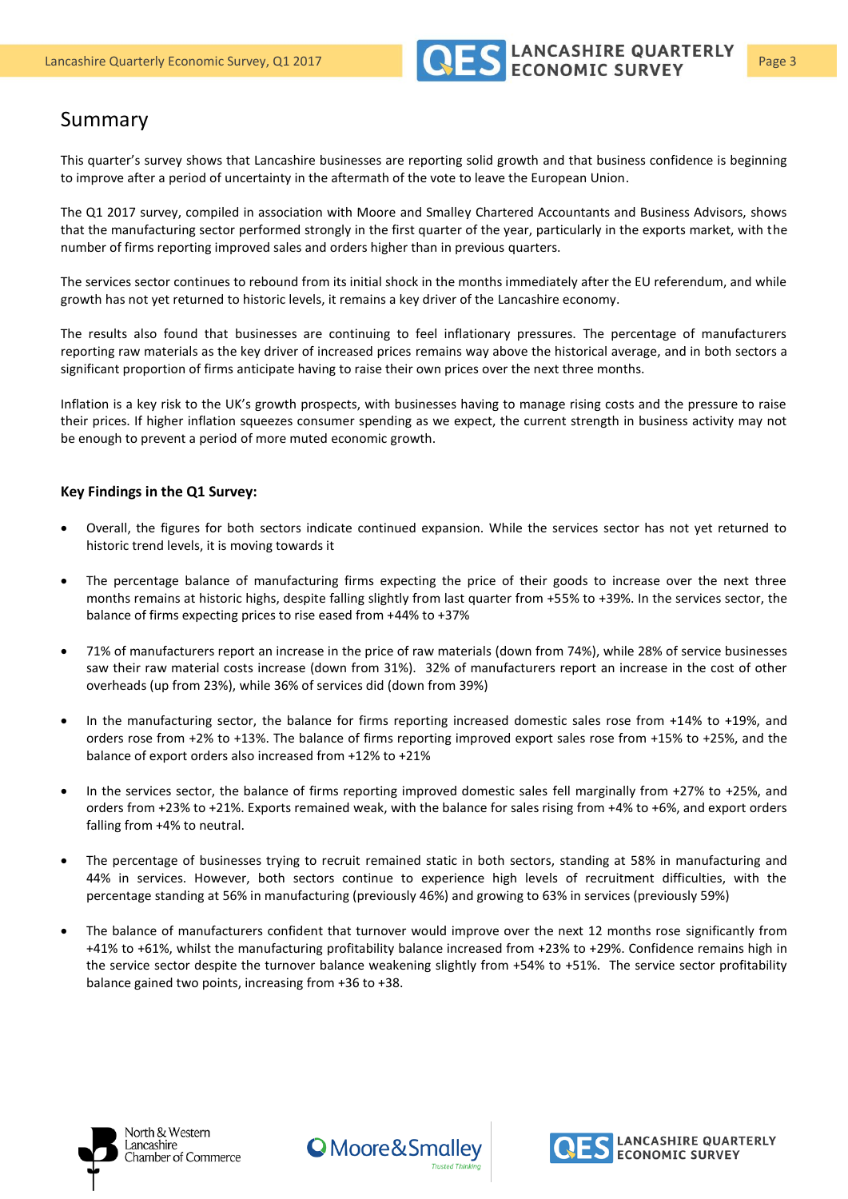## Summary

This quarter's survey shows that Lancashire businesses are reporting solid growth and that business confidence is beginning to improve after a period of uncertainty in the aftermath of the vote to leave the European Union.

The Q1 2017 survey, compiled in association with Moore and Smalley Chartered Accountants and Business Advisors, shows that the manufacturing sector performed strongly in the first quarter of the year, particularly in the exports market, with the number of firms reporting improved sales and orders higher than in previous quarters.

The services sector continues to rebound from its initial shock in the months immediately after the EU referendum, and while growth has not yet returned to historic levels, it remains a key driver of the Lancashire economy.

The results also found that businesses are continuing to feel inflationary pressures. The percentage of manufacturers reporting raw materials as the key driver of increased prices remains way above the historical average, and in both sectors a significant proportion of firms anticipate having to raise their own prices over the next three months.

Inflation is a key risk to the UK's growth prospects, with businesses having to manage rising costs and the pressure to raise their prices. If higher inflation squeezes consumer spending as we expect, the current strength in business activity may not be enough to prevent a period of more muted economic growth.

### Key Findings in the Q1 Survey:

- Overall, the figures for both sectors indicate continued expansion. While the services sector has not yet returned to historic trend levels, it is moving towards it
- The percentage balance of manufacturing firms expecting the price of their goods to increase over the next three months remains at historic highs, despite falling slightly from last quarter from +55% to +39%. In the services sector, the balance of firms expecting prices to rise eased from +44% to +37%
- 71% of manufacturers report an increase in the price of raw materials (down from 74%), while 28% of service businesses saw their raw material costs increase (down from 31%). 32% of manufacturers report an increase in the cost of other overheads (up from 23%), while 36% of services did (down from 39%)
- In the manufacturing sector, the balance for firms reporting increased domestic sales rose from +14% to +19%, and orders rose from +2% to +13%. The balance of firms reporting improved export sales rose from +15% to +25%, and the balance of export orders also increased from +12% to +21%
- In the services sector, the balance of firms reporting improved domestic sales fell marginally from +27% to +25%, and orders from +23% to +21%. Exports remained weak, with the balance for sales rising from +4% to +6%, and export orders falling from +4% to neutral.
- The percentage of businesses trying to recruit remained static in both sectors, standing at 58% in manufacturing and 44% in services. However, both sectors continue to experience high levels of recruitment difficulties, with the percentage standing at 56% in manufacturing (previously 46%) and growing to 63% in services (previously 59%)
- The balance of manufacturers confident that turnover would improve over the next 12 months rose significantly from +41% to +61%, whilst the manufacturing profitability balance increased from +23% to +29%. Confidence remains high in the service sector despite the turnover balance weakening slightly from +54% to +51%. The service sector profitability balance gained two points, increasing from +36 to +38.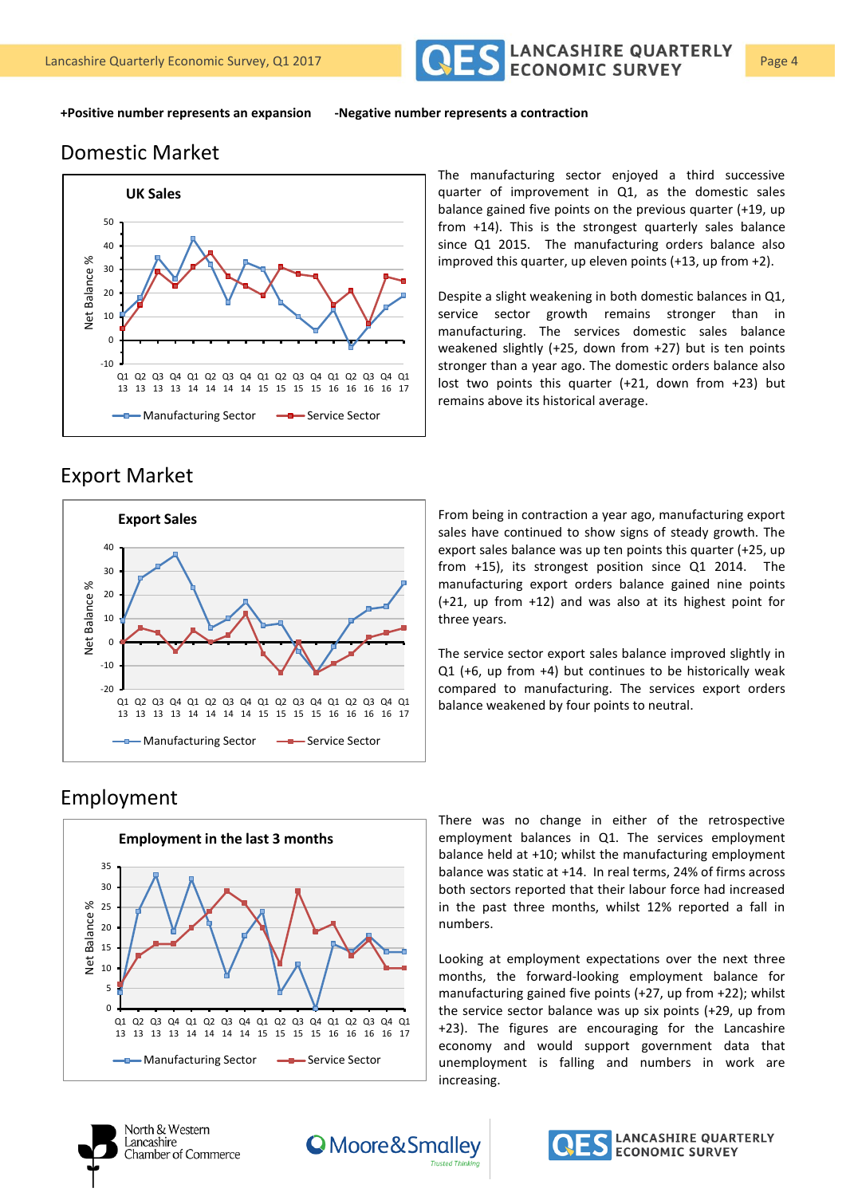**+Positive number represents an expansion** **-Negative number represents a contraction**

## Domestic Market

UK Sales

The manufacturing sector enjoyed a third successive quarter of improvement in Q1, as the domestic sales balance gained five points on the previous quarter (+19, up from +14). This is the strongest quarterly sales balance since Q1 2015. The manufacturing orders balance also improved this quarter, up eleven points (+13, up from +2).

Despite a slight weakening in both domestic balances in Q1, service sector growth remains stronger than in manufacturing. The services domestic sales balance weakened slightly (+25, down from +27) but is ten points stronger than a year ago. The domestic orders balance also lost two points this quarter (+21, down from +23) but remains above its historical average.

## Export Market

Export Sales

From being in contraction a year ago, manufacturing export sales have continued to show signs of steady growth. The export sales balance was up ten points this quarter (+25, up from +15), its strongest position since Q1 2014. The manufacturing export orders balance gained nine points (+21, up from +12) and was also at its highest point for three years.

The service sector export sales balance improved slightly in Q1 (+6, up from +4) but continues to be historically weak compared to manufacturing. The services export orders balance weakened by four points to neutral.

## Employment

Employment in the last 3 months

There was no change in either of the retrospective employment balances in Q1. The services employment balance held at +10; whilst the manufacturing employment balance was static at +14. In real terms, 24% of firms across both sectors reported that their labour force had increased in the past three months, whilst 12% reported a fall in numbers.

Looking at employment expectations over the next three months, the forward-looking employment balance for manufacturing gained five points (+27, up from +22); whilst the service sector balance was up six points (+29, up from +23). The figures are encouraging for the Lancashire economy and would support government data that unemployment is falling and numbers in work are increasing.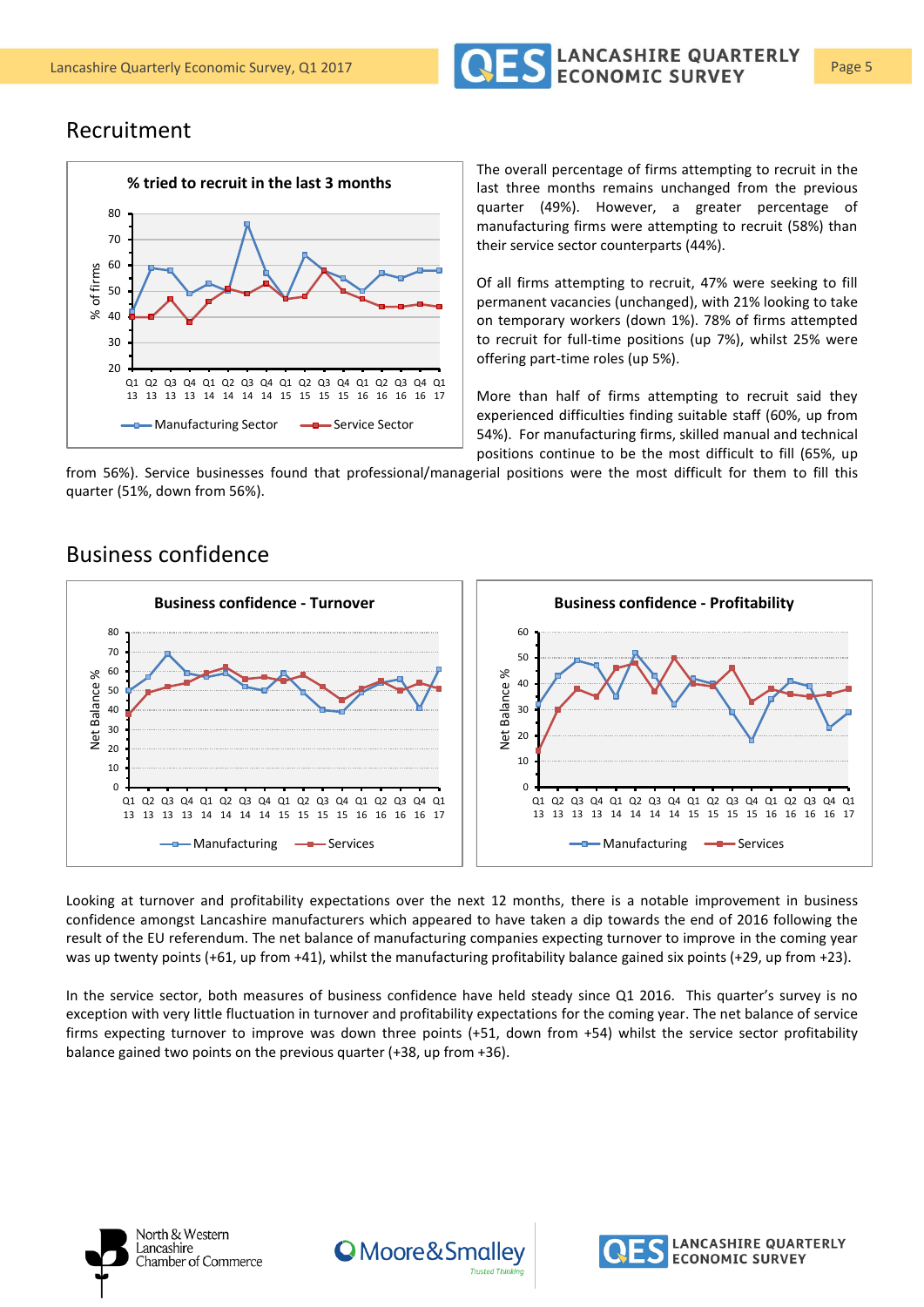## Recruitment

The overall percentage of firms attempting to recruit in the last three months remains unchanged from the previous quarter (49%). However, a greater percentage of manufacturing firms were attempting to recruit (58%) than their service sector counterparts (44%).

Of all firms attempting to recruit, 47% were seeking to fill permanent vacancies (unchanged), with 21% looking to take on temporary workers (down 1%). 78% of firms attempted to recruit for full-time positions (up 7%), whilst 25% were offering part-time roles (up 5%).

More than half of firms attempting to recruit said they experienced difficulties finding suitable staff (60%, up from 54%). For manufacturing firms, skilled manual and technical positions continue to be the most difficult to fill (65%, up from 56%). Service businesses found that professional/managerial positions were the most difficult for them to fill this quarter (51%, down from 56%).

## Business confidence

Looking at turnover and profitability expectations over the next 12 months, there is a notable improvement in business confidence amongst Lancashire manufacturers which appeared to have taken a dip towards the end of 2016 following the result of the EU referendum. The net balance of manufacturing companies expecting turnover to improve in the coming year was up twenty points (+61, up from +41), whilst the manufacturing profitability balance gained six points (+29, up from +23).

In the service sector, both measures of business confidence have held steady since Q1 2016. This quarter's survey is no exception with very little fluctuation in turnover and profitability expectations for the coming year. The net balance of service firms expecting turnover to improve was down three points (+51, down from +54) whilst the service sector profitability balance gained two points on the previous quarter (+38, up from +36).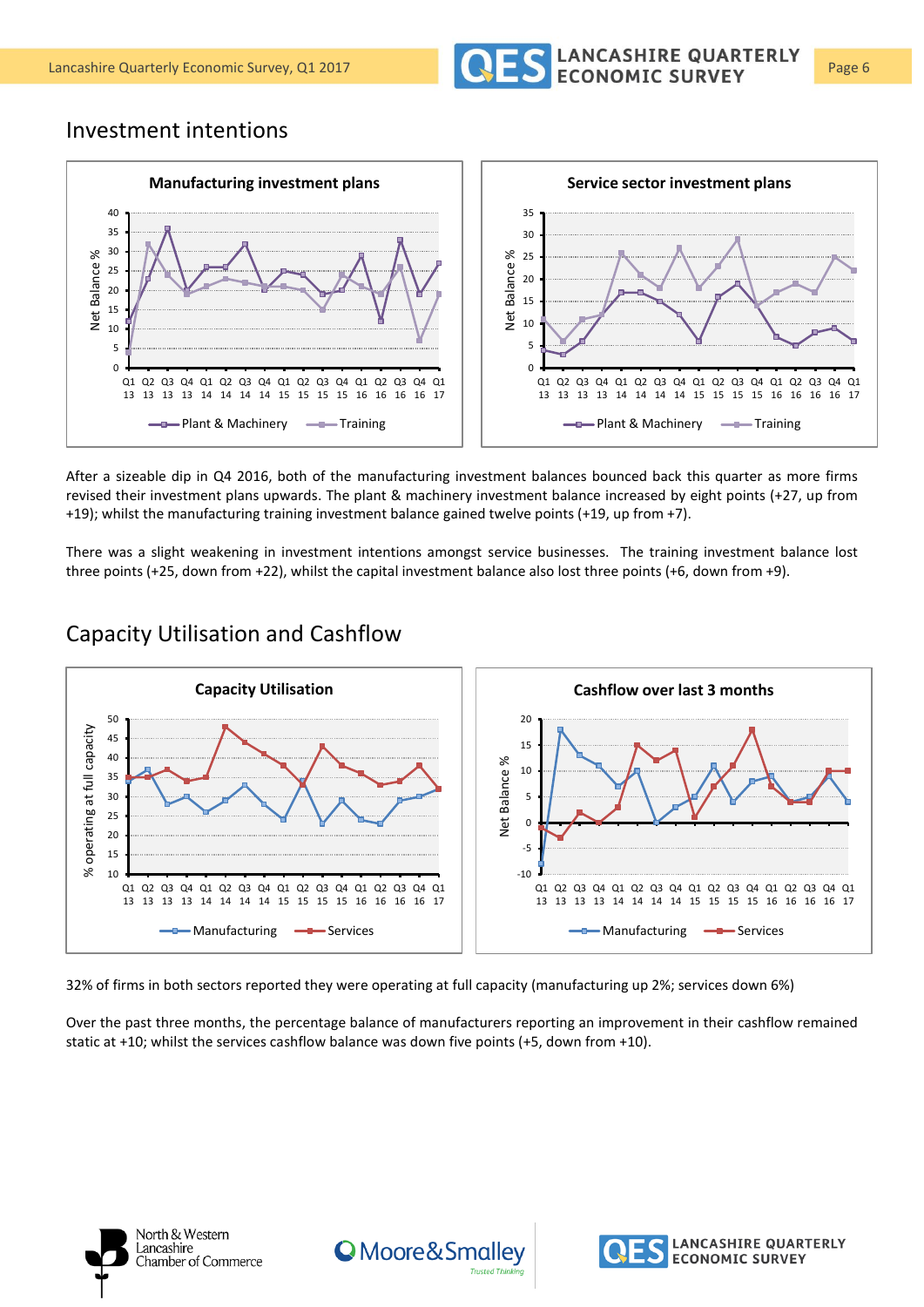## Investment intentions

After a sizeable dip in Q4 2016, both of the manufacturing investment balances bounced back this quarter as more firms revised their investment plans upwards. The plant & machinery investment balance increased by eight points (+27, up from +19); whilst the manufacturing training investment balance gained twelve points (+19, up from +7).

There was a slight weakening in investment intentions amongst service businesses. The training investment balance lost three points (+25, down from +22), whilst the capital investment balance also lost three points (+6, down from +9).

## Capacity Utilisation and Cashflow

32% of firms in both sectors reported they were operating at full capacity (manufacturing up 2%; services down 6%)

Over the past three months, the percentage balance of manufacturers reporting an improvement in their cashflow remained static at +10; whilst the services cashflow balance was down five points (+5, down from +10).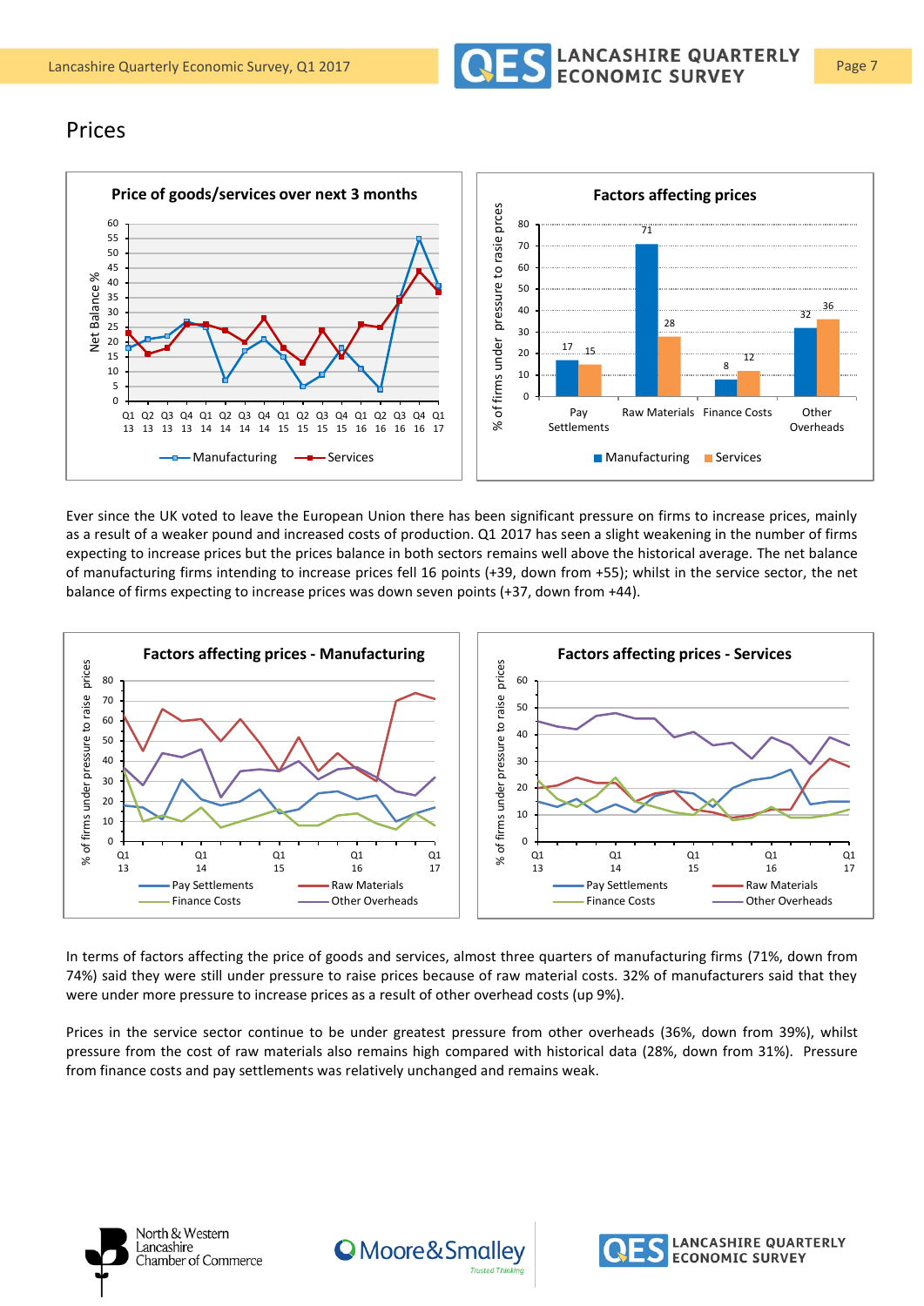# Prices

**Price of goods/services over next 3 months**

**Factors affecting prices**

| | Pay Settlements | Raw Materials | Finance Costs | Other Overheads |
|---|---|---|---|---|
| Manufacturing | 17 | 71 | 8 | 32 |
| Services | 15 | 28 | 12 | 36 |

Ever since the UK voted to leave the European Union there has been significant pressure on firms to increase prices, mainly as a result of a weaker pound and increased costs of production. Q1 2017 has seen a slight weakening in the number of firms expecting to increase prices but the prices balance in both sectors remains well above the historical average. The net balance of manufacturing firms intending to increase prices fell 16 points (+39, down from +55); whilst in the service sector, the net balance of firms expecting to increase prices was down seven points (+37, down from +44).

**Factors affecting prices - Manufacturing**

**Factors affecting prices - Services**

In terms of factors affecting the price of goods and services, almost three quarters of manufacturing firms (71%, down from 74%) said they were still under pressure to raise prices because of raw material costs. 32% of manufacturers said that they were under more pressure to increase prices as a result of other overhead costs (up 9%).

Prices in the service sector continue to be under greatest pressure from other overheads (36%, down from 39%), whilst pressure from the cost of raw materials also remains high compared with historical data (28%, down from 31%). Pressure from finance costs and pay settlements was relatively unchanged and remains weak.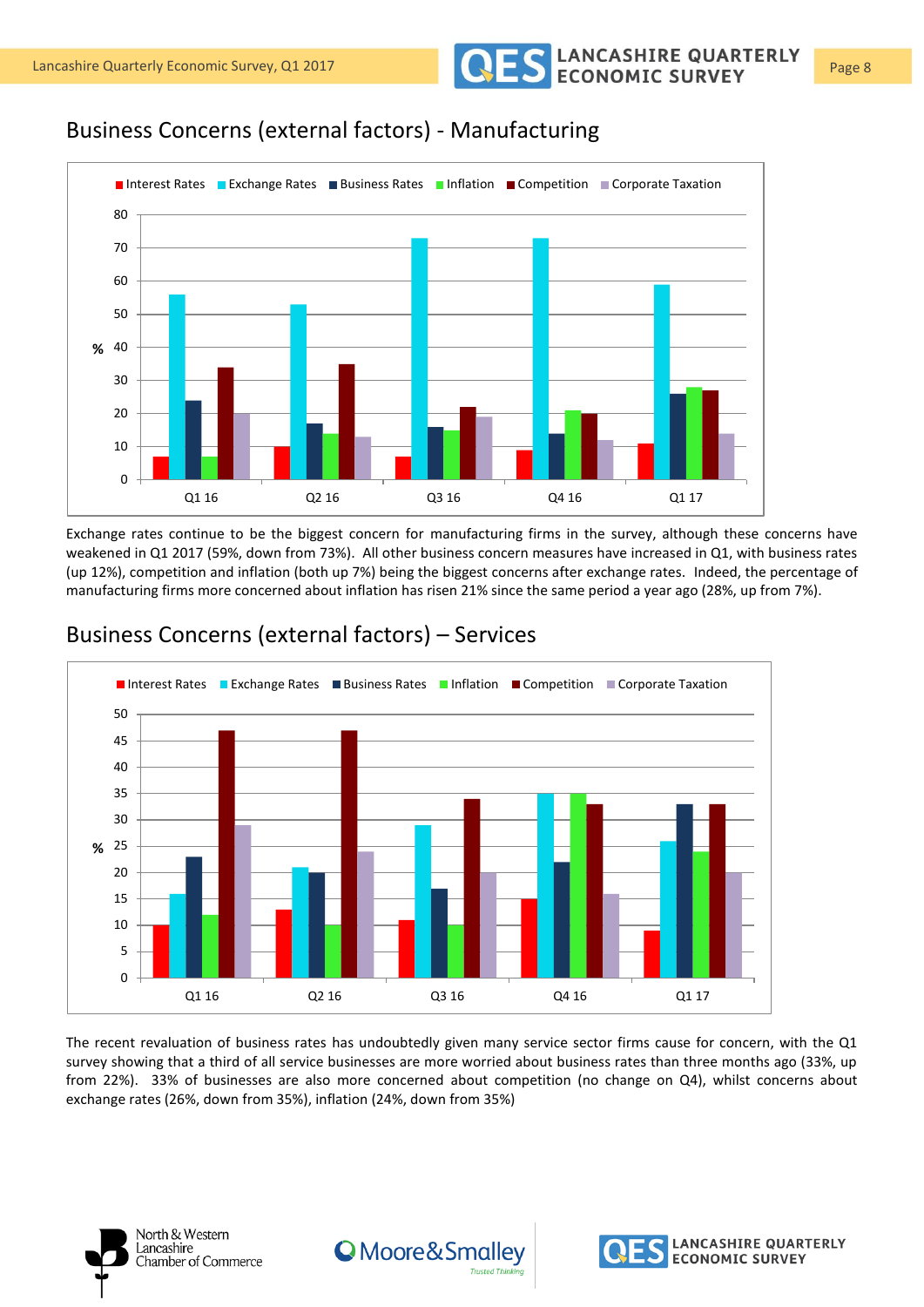## Business Concerns (external factors) - Manufacturing

Exchange rates continue to be the biggest concern for manufacturing firms in the survey, although these concerns have weakened in Q1 2017 (59%, down from 73%). All other business concern measures have increased in Q1, with business rates (up 12%), competition and inflation (both up 7%) being the biggest concerns after exchange rates. Indeed, the percentage of manufacturing firms more concerned about inflation has risen 21% since the same period a year ago (28%, up from 7%).

## Business Concerns (external factors) – Services

The recent revaluation of business rates has undoubtedly given many service sector firms cause for concern, with the Q1 survey showing that a third of all service businesses are more worried about business rates than three months ago (33%, up from 22%). 33% of businesses are also more concerned about competition (no change on Q4), whilst concerns about exchange rates (26%, down from 35%), inflation (24%, down from 35%)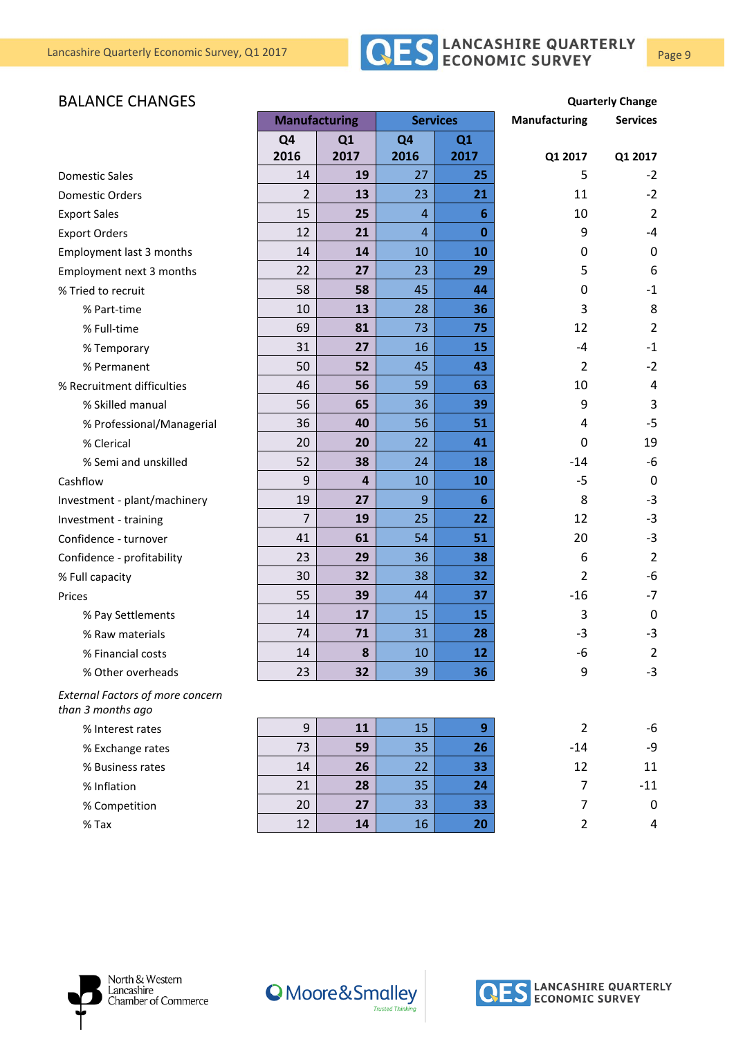## BALANCE CHANGES

| | Manufacturing | | Services | | Quarterly Change Manufacturing | Quarterly Change Services |
|---|---|---|---|---|---|---|
| | Q4 2016 | Q1 2017 | Q4 2016 | Q1 2017 | Q1 2017 | Q1 2017 |
| Domestic Sales | 14 | **19** | 27 | **25** | 5 | -2 |
| Domestic Orders | 2 | **13** | 23 | **21** | 11 | -2 |
| Export Sales | 15 | **25** | 4 | **6** | 10 | 2 |
| Export Orders | 12 | **21** | 4 | **0** | 9 | -4 |
| Employment last 3 months | 14 | **14** | 10 | **10** | 0 | 0 |
| Employment next 3 months | 22 | **27** | 23 | **29** | 5 | 6 |
| % Tried to recruit | 58 | **58** | 45 | **44** | 0 | -1 |
| % Part-time | 10 | **13** | 28 | **36** | 3 | 8 |
| % Full-time | 69 | **81** | 73 | **75** | 12 | 2 |
| % Temporary | 31 | **27** | 16 | **15** | -4 | -1 |
| % Permanent | 50 | **52** | 45 | **43** | 2 | -2 |
| % Recruitment difficulties | 46 | **56** | 59 | **63** | 10 | 4 |
| % Skilled manual | 56 | **65** | 36 | **39** | 9 | 3 |
| % Professional/Managerial | 36 | **40** | 56 | **51** | 4 | -5 |
| % Clerical | 20 | **20** | 22 | **41** | 0 | 19 |
| % Semi and unskilled | 52 | **38** | 24 | **18** | -14 | -6 |
| Cashflow | 9 | **4** | 10 | **10** | -5 | 0 |
| Investment - plant/machinery | 19 | **27** | 9 | **6** | 8 | -3 |
| Investment - training | 7 | **19** | 25 | **22** | 12 | -3 |
| Confidence - turnover | 41 | **61** | 54 | **51** | 20 | -3 |
| Confidence - profitability | 23 | **29** | 36 | **38** | 6 | 2 |
| % Full capacity | 30 | **32** | 38 | **32** | 2 | -6 |
| Prices | 55 | **39** | 44 | **37** | -16 | -7 |
| % Pay Settlements | 14 | **17** | 15 | **15** | 3 | 0 |
| % Raw materials | 74 | **71** | 31 | **28** | -3 | -3 |
| % Financial costs | 14 | **8** | 10 | **12** | -6 | 2 |
| % Other overheads | 23 | **32** | 39 | **36** | 9 | -3 |
| *External Factors of more concern than 3 months ago* | | | | | | |
| % Interest rates | 9 | **11** | 15 | **9** | 2 | -6 |
| % Exchange rates | 73 | **59** | 35 | **26** | -14 | -9 |
| % Business rates | 14 | **26** | 22 | **33** | 12 | 11 |
| % Inflation | 21 | **28** | 35 | **24** | 7 | -11 |
| % Competition | 20 | **27** | 33 | **33** | 7 | 0 |
| % Tax | 12 | **14** | 16 | **20** | 2 | 4 |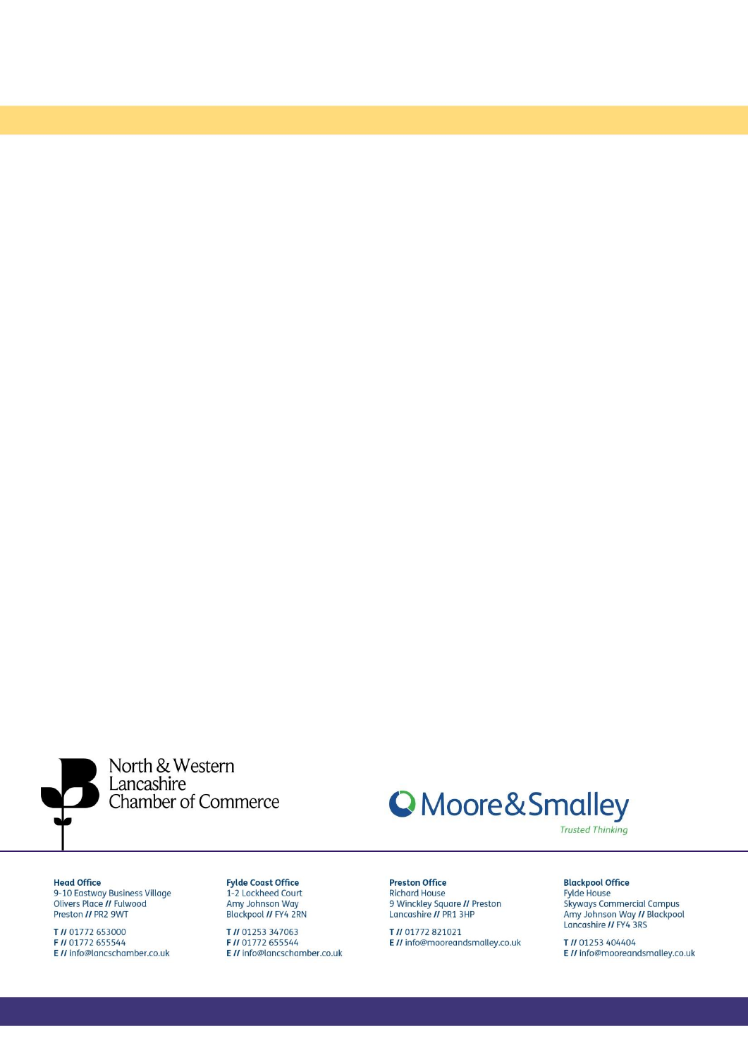North & Western Lancashire Chamber of Commerce

Moore&Smalley

*Trusted Thinking*

**Head Office**
9-10 Eastway Business Village
Olivers Place // Fulwood
Preston // PR2 9WT

**T //** 01772 653000
**F //** 01772 655544
**E //** info@lancschamber.co.uk

**Fylde Coast Office**
1-2 Lockheed Court
Amy Johnson Way
Blackpool // FY4 2RN

**T //** 01253 347063
**F //** 01772 655544
**E //** info@lancschamber.co.uk

**Preston Office**
Richard House
9 Winckley Square // Preston
Lancashire // PR1 3HP

**T //** 01772 821021
**E //** info@mooreandsmalley.co.uk

**Blackpool Office**
Fylde House
Skyways Commercial Campus
Amy Johnson Way // Blackpool
Lancashire // FY4 3RS

**T //** 01253 404404
**E //** info@mooreandsmalley.co.uk